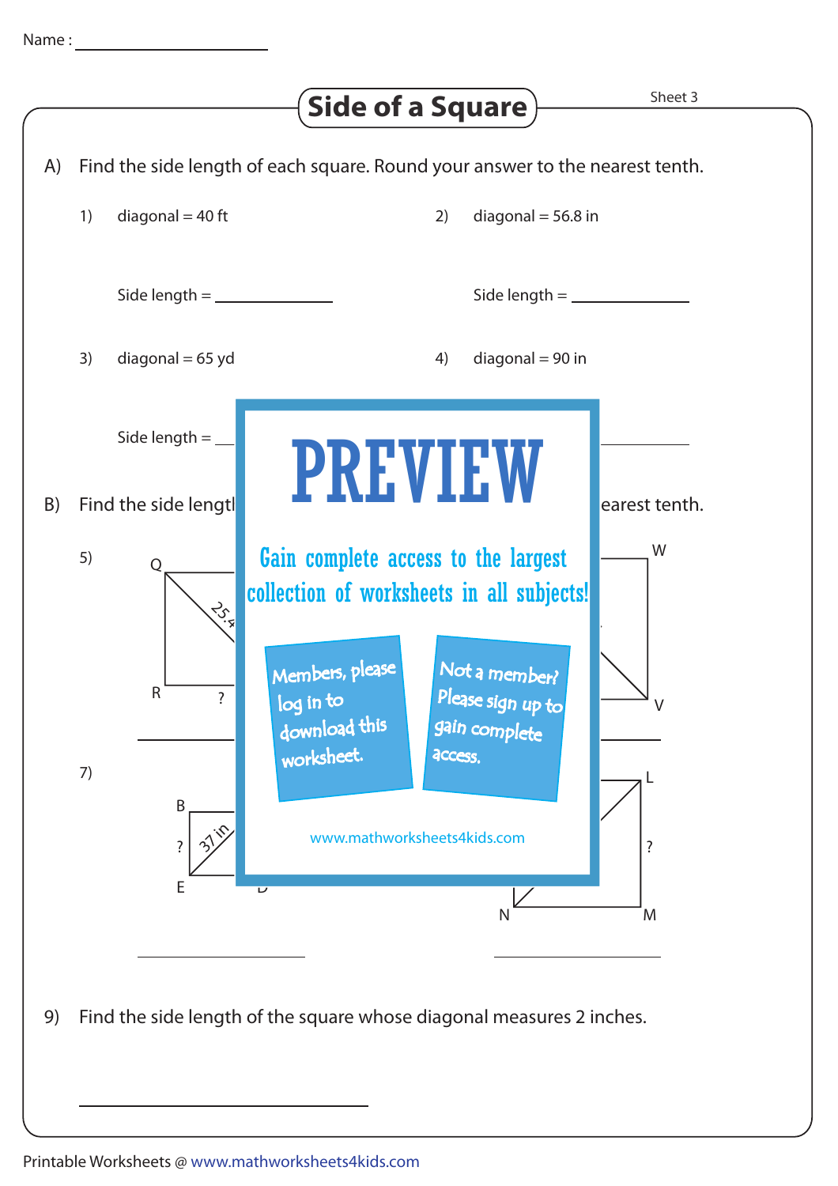Name : ____________________

# Side of a Square

Sheet 3

A) Find the side length of each square. Round your answer to the nearest tenth.

1) diagonal = 40 ft

Side length = ____________

2) diagonal = 56.8 in

Side length = ____________

3) diagonal = 65 yd

Side length = ____________

4) diagonal = 90 in

Side length = ____________

B) Find the side length of each square. Round your answer to the nearest tenth.

5) Q, R, ?, 25.4

________________

6) W, V

________________

7) B, E, D, ?, 37 in

________________

8) L, M, N, ?

________________

# PREVIEW

Gain complete access to the largest collection of worksheets in all subjects!

Members, please log in to download this worksheet.

Not a member? Please sign up to gain complete access.

www.mathworksheets4kids.com

9) Find the side length of the square whose diagonal measures 2 inches.

________________

Printable Worksheets @ www.mathworksheets4kids.com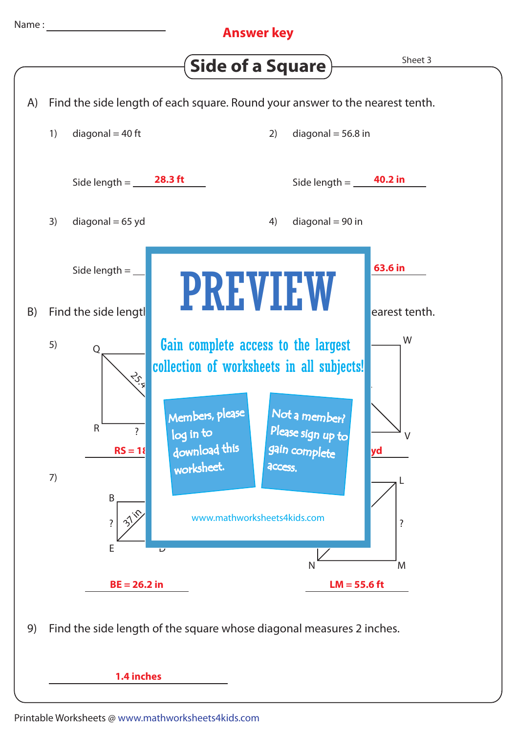Name : ____________________

**Answer key**

# Side of a Square

Sheet 3

A) Find the side length of each square. Round your answer to the nearest tenth.

1) diagonal = 40 ft

Side length = **28.3 ft**

2) diagonal = 56.8 in

Side length = **40.2 in**

3) diagonal = 65 yd

Side length = ____

4) diagonal = 90 in

**63.6 in**

B) Find the side lengt ... earest tenth.

5) Q, R, ?, 25.4

**RS = 18**

W, V

**yd**

7) B, E, D, ?, 37 in

**BE = 26.2 in**

L, N, M, ?

**LM = 55.6 ft**

PREVIEW

Gain complete access to the largest collection of worksheets in all subjects!

Members, please log in to download this worksheet.

Not a member? Please sign up to gain complete access.

www.mathworksheets4kids.com

9) Find the side length of the square whose diagonal measures 2 inches.

**1.4 inches**

Printable Worksheets @ www.mathworksheets4kids.com